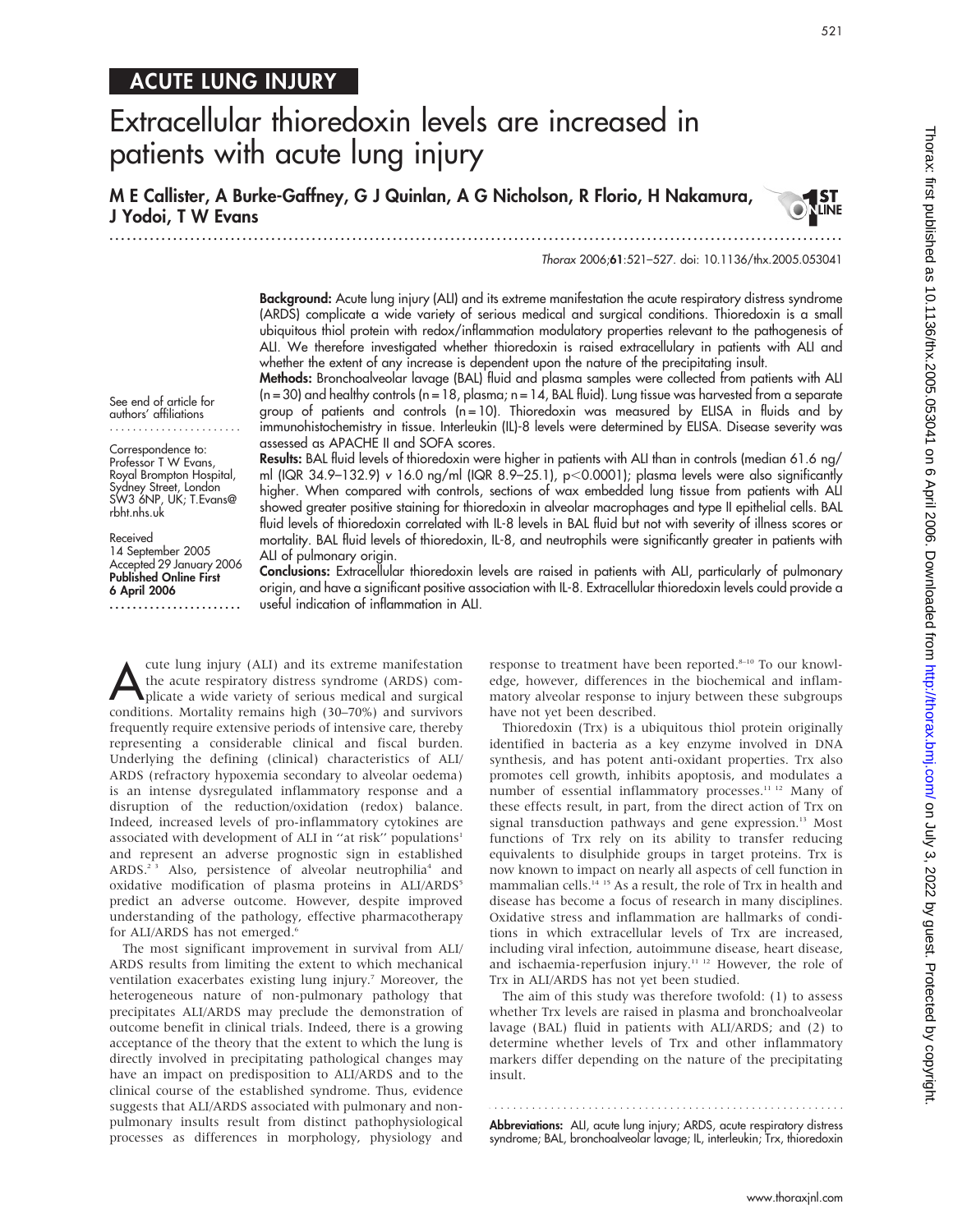ACUTE LUNG INJURY

# Extracellular thioredoxin levels are increased in patients with acute lung injury

**M E Callister, A Burke-Gaffney, G J Quinlan, A G Nicholson, R Florio, H Nakamura, J Yodoi, T W Evans**

*Thorax* 2006;**61**:521–527. doi: 10.1136/thx.2005.053041

**Background:** Acute lung injury (ALI) and its extreme manifestation the acute respiratory distress syndrome (ARDS) complicate a wide variety of serious medical and surgical conditions. Thioredoxin is a small ubiquitous thiol protein with redox/inflammation modulatory properties relevant to the pathogenesis of ALI. We therefore investigated whether thioredoxin is raised extracellulary in patients with ALI and whether the extent of any increase is dependent upon the nature of the precipitating insult.

**Methods:** Bronchoalveolar lavage (BAL) fluid and plasma samples were collected from patients with ALI (n = 30) and healthy controls (n = 18, plasma; n = 14, BAL fluid). Lung tissue was harvested from a separate group of patients and controls (n = 10). Thioredoxin was measured by ELISA in fluids and by immunohistochemistry in tissue. Interleukin (IL)-8 levels were determined by ELISA. Disease severity was assessed as APACHE II and SOFA scores.

**Results:** BAL fluid levels of thioredoxin were higher in patients with ALI than in controls (median 61.6 ng/ml (IQR 34.9–132.9) *v* 16.0 ng/ml (IQR 8.9–25.1), $p<0.0001$); plasma levels were also significantly higher. When compared with controls, sections of wax embedded lung tissue from patients with ALI showed greater positive staining for thioredoxin in alveolar macrophages and type II epithelial cells. BAL fluid levels of thioredoxin correlated with IL-8 levels in BAL fluid but not with severity of illness scores or mortality. BAL fluid levels of thioredoxin, IL-8, and neutrophils were significantly greater in patients with ALI of pulmonary origin.

**Conclusions:** Extracellular thioredoxin levels are raised in patients with ALI, particularly of pulmonary origin, and have a significant positive association with IL-8. Extracellular thioredoxin levels could provide a useful indication of inflammation in ALI.

See end of article for authors' affiliations

Correspondence to: Professor T W Evans, Royal Brompton Hospital, Sydney Street, London SW3 6NP, UK; T.Evans@rbht.nhs.uk

Received 14 September 2005
Accepted 29 January 2006
**Published Online First 6 April 2006**

Acute lung injury (ALI) and its extreme manifestation the acute respiratory distress syndrome (ARDS) complicate a wide variety of serious medical and surgical conditions. Mortality remains high (30–70%) and survivors frequently require extensive periods of intensive care, thereby representing a considerable clinical and fiscal burden. Underlying the defining (clinical) characteristics of ALI/ARDS (refractory hypoxemia secondary to alveolar oedema) is an intense dysregulated inflammatory response and a disruption of the reduction/oxidation (redox) balance. Indeed, increased levels of pro-inflammatory cytokines are associated with development of ALI in "at risk" populations[1] and represent an adverse prognostic sign in established ARDS.[2,3] Also, persistence of alveolar neutrophilia[4] and oxidative modification of plasma proteins in ALI/ARDS[5] predict an adverse outcome. However, despite improved understanding of the pathology, effective pharmacotherapy for ALI/ARDS has not emerged.[6]

The most significant improvement in survival from ALI/ARDS results from limiting the extent to which mechanical ventilation exacerbates existing lung injury.[7] Moreover, the heterogeneous nature of non-pulmonary pathology that precipitates ALI/ARDS may preclude the demonstration of outcome benefit in clinical trials. Indeed, there is a growing acceptance of the theory that the extent to which the lung is directly involved in precipitating pathological changes may have an impact on predisposition to ALI/ARDS and to the clinical course of the established syndrome. Thus, evidence suggests that ALI/ARDS associated with pulmonary and non-pulmonary insults result from distinct pathophysiological processes as differences in morphology, physiology and response to treatment have been reported.[8–10] To our knowledge, however, differences in the biochemical and inflammatory alveolar response to injury between these subgroups have not yet been described.

Thioredoxin (Trx) is a ubiquitous thiol protein originally identified in bacteria as a key enzyme involved in DNA synthesis, and has potent anti-oxidant properties. Trx also promotes cell growth, inhibits apoptosis, and modulates a number of essential inflammatory processes.[11,12] Many of these effects result, in part, from the direct action of Trx on signal transduction pathways and gene expression.[13] Most functions of Trx rely on its ability to transfer reducing equivalents to disulphide groups in target proteins. Trx is now known to impact on nearly all aspects of cell function in mammalian cells.[14,15] As a result, the role of Trx in health and disease has become a focus of research in many disciplines. Oxidative stress and inflammation are hallmarks of conditions in which extracellular levels of Trx are increased, including viral infection, autoimmune disease, heart disease, and ischaemia-reperfusion injury.[11,12] However, the role of Trx in ALI/ARDS has not yet been studied.

The aim of this study was therefore twofold: (1) to assess whether Trx levels are raised in plasma and bronchoalveolar lavage (BAL) fluid in patients with ALI/ARDS; and (2) to determine whether levels of Trx and other inflammatory markers differ depending on the nature of the precipitating insult.

**Abbreviations:** ALI, acute lung injury; ARDS, acute respiratory distress syndrome; BAL, bronchoalveolar lavage; IL, interleukin; Trx, thioredoxin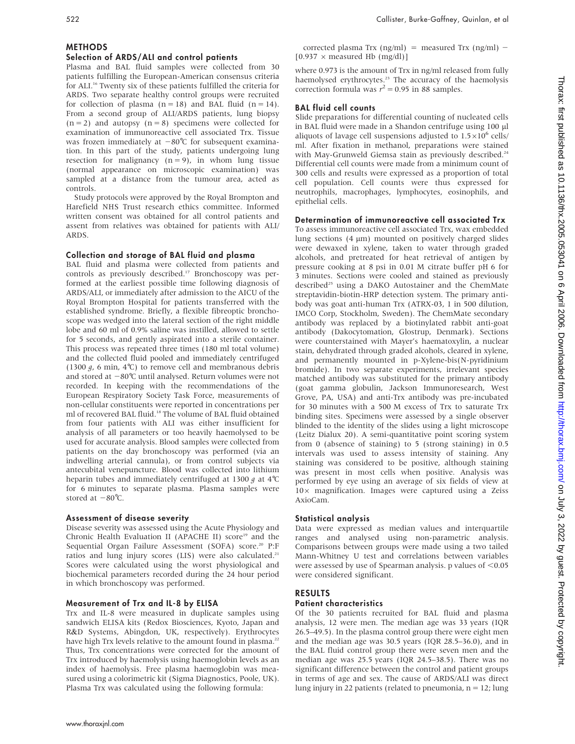## METHODS

### Selection of ARDS/ALI and control patients

Plasma and BAL fluid samples were collected from 30 patients fulfilling the European-American consensus criteria for ALI.[16] Twenty six of these patients fulfilled the criteria for ARDS. Two separate healthy control groups were recruited for collection of plasma (n = 18) and BAL fluid (n = 14). From a second group of ALI/ARDS patients, lung biopsy (n = 2) and autopsy (n = 8) specimens were collected for examination of immunoreactive cell associated Trx. Tissue was frozen immediately at −80°C for subsequent examination. In this part of the study, patients undergoing lung resection for malignancy (n = 9), in whom lung tissue (normal appearance on microscopic examination) was sampled at a distance from the tumour area, acted as controls.

Study protocols were approved by the Royal Brompton and Harefield NHS Trust research ethics committee. Informed written consent was obtained for all control patients and assent from relatives was obtained for patients with ALI/ARDS.

### Collection and storage of BAL fluid and plasma

BAL fluid and plasma were collected from patients and controls as previously described.[17] Bronchoscopy was performed at the earliest possible time following diagnosis of ARDS/ALI, or immediately after admission to the AICU of the Royal Brompton Hospital for patients transferred with the established syndrome. Briefly, a flexible fibreoptic bronchoscope was wedged into the lateral section of the right middle lobe and 60 ml of 0.9% saline was instilled, allowed to settle for 5 seconds, and gently aspirated into a sterile container. This process was repeated three times (180 ml total volume) and the collected fluid pooled and immediately centrifuged (1300 *g*, 6 min, 4°C) to remove cell and membranous debris and stored at −80°C until analysed. Return volumes were not recorded. In keeping with the recommendations of the European Respiratory Society Task Force, measurements of non-cellular constituents were reported in concentrations per ml of recovered BAL fluid.[18] The volume of BAL fluid obtained from four patients with ALI was either insufficient for analysis of all parameters or too heavily haemolysed to be used for accurate analysis. Blood samples were collected from patients on the day bronchoscopy was performed (via an indwelling arterial cannula), or from control subjects via antecubital venepuncture. Blood was collected into lithium heparin tubes and immediately centrifuged at 1300 *g* at 4°C for 6 minutes to separate plasma. Plasma samples were stored at −80°C.

### Assessment of disease severity

Disease severity was assessed using the Acute Physiology and Chronic Health Evaluation II (APACHE II) score[19] and the Sequential Organ Failure Assessment (SOFA) score.[20] P:F ratios and lung injury scores (LIS) were also calculated.[21] Scores were calculated using the worst physiological and biochemical parameters recorded during the 24 hour period in which bronchoscopy was performed.

### Measurement of Trx and IL-8 by ELISA

Trx and IL-8 were measured in duplicate samples using sandwich ELISA kits (Redox Biosciences, Kyoto, Japan and R&D Systems, Abingdon, UK, respectively). Erythrocytes have high Trx levels relative to the amount found in plasma.[22] Thus, Trx concentrations were corrected for the amount of Trx introduced by haemolysis using haemoglobin levels as an index of haemolysis. Free plasma haemoglobin was measured using a colorimetric kit (Sigma Diagnostics, Poole, UK). Plasma Trx was calculated using the following formula:

$$\text{corrected plasma Trx (ng/ml)} = \text{measured Trx (ng/ml)} - [0.937 \times \text{measured Hb (mg/dl)}]$$

where 0.973 is the amount of Trx in ng/ml released from fully haemolysed erythrocytes.[23] The accuracy of the haemolysis correction formula was $r^2 = 0.95$ in 88 samples.

### BAL fluid cell counts

Slide preparations for differential counting of nucleated cells in BAL fluid were made in a Shandon centrifuge using 100 µl aliquots of lavage cell suspensions adjusted to $1.5 \times 10^6$ cells/ml. After fixation in methanol, preparations were stained with May-Grunweld Giemsa stain as previously described.[24] Differential cell counts were made from a minimum count of 300 cells and results were expressed as a proportion of total cell population. Cell counts were thus expressed for neutrophils, macrophages, lymphocytes, eosinophils, and epithelial cells.

### Determination of immunoreactive cell associated Trx

To assess immunoreactive cell associated Trx, wax embedded lung sections (4 µm) mounted on positively charged slides were dewaxed in xylene, taken to water through graded alcohols, and pretreated for heat retrieval of antigen by pressure cooking at 8 psi in 0.01 M citrate buffer pH 6 for 3 minutes. Sections were cooled and stained as previously described[25] using a DAKO Autostainer and the ChemMate streptavidin-biotin-HRP detection system. The primary antibody was goat anti-human Trx (ATRX-03, 1 in 500 dilution, IMCO Corp, Stockholm, Sweden). The ChemMate secondary antibody was replaced by a biotinylated rabbit anti-goat antibody (Dakocytomation, Glostrup, Denmark). Sections were counterstained with Mayer's haematoxylin, a nuclear stain, dehydrated through graded alcohols, cleared in xylene, and permanently mounted in p-Xylene-bis(N-pyridinium bromide). In two separate experiments, irrelevant species matched antibody was substituted for the primary antibody (goat gamma globulin, Jackson Immunoresearch, West Grove, PA, USA) and anti-Trx antibody was pre-incubated for 30 minutes with a 500 M excess of Trx to saturate Trx binding sites. Specimens were assessed by a single observer blinded to the identity of the slides using a light microscope (Leitz Dialux 20). A semi-quantitative point scoring system from 0 (absence of staining) to 5 (strong staining) in 0.5 intervals was used to assess intensity of staining. Any staining was considered to be positive, although staining was present in most cells when positive. Analysis was performed by eye using an average of six fields of view at 10× magnification. Images were captured using a Zeiss AxioCam.

### Statistical analysis

Data were expressed as median values and interquartile ranges and analysed using non-parametric analysis. Comparisons between groups were made using a two tailed Mann-Whitney U test and correlations between variables were assessed by use of Spearman analysis. p values of $<0.05$ were considered significant.

## RESULTS

### Patient characteristics

Of the 30 patients recruited for BAL fluid and plasma analysis, 12 were men. The median age was 33 years (IQR 26.5–49.5). In the plasma control group there were eight men and the median age was 30.5 years (IQR 28.5–36.0), and in the BAL fluid control group there were seven men and the median age was 25.5 years (IQR 24.5–38.5). There was no significant difference between the control and patient groups in terms of age and sex. The cause of ARDS/ALI was direct lung injury in 22 patients (related to pneumonia, n = 12; lung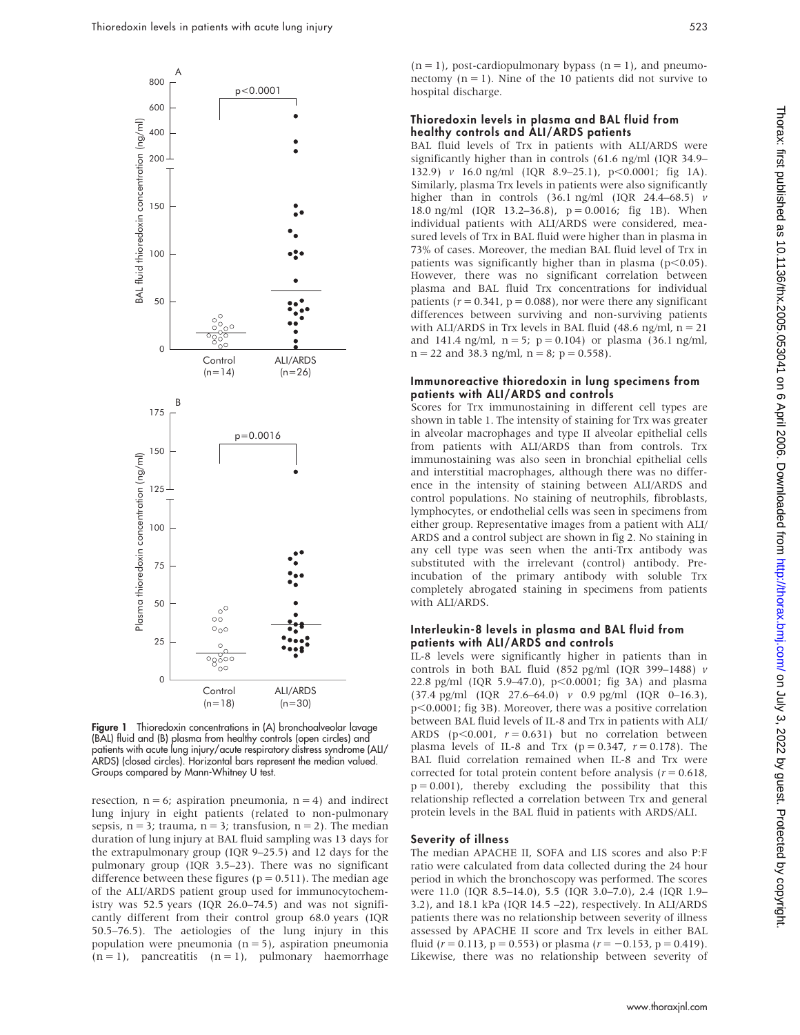Figure 1 Thioredoxin concentrations in (A) bronchoalveolar lavage (BAL) fluid and (B) plasma from healthy controls (open circles) and patients with acute lung injury/acute respiratory distress syndrome (ALI/ARDS) (closed circles). Horizontal bars represent the median valued. Groups compared by Mann-Whitney U test.

resection, n = 6; aspiration pneumonia, n = 4) and indirect lung injury in eight patients (related to non-pulmonary sepsis, n = 3; trauma, n = 3; transfusion, n = 2). The median duration of lung injury at BAL fluid sampling was 13 days for the extrapulmonary group (IQR 9–25.5) and 12 days for the pulmonary group (IQR 3.5–23). There was no significant difference between these figures (p = 0.511). The median age of the ALI/ARDS patient group used for immunocytochemistry was 52.5 years (IQR 26.0–74.5) and was not significantly different from their control group 68.0 years (IQR 50.5–76.5). The aetiologies of the lung injury in this population were pneumonia (n = 5), aspiration pneumonia (n = 1), pancreatitis (n = 1), pulmonary haemorrhage (n = 1), post-cardiopulmonary bypass (n = 1), and pneumonectomy (n = 1). Nine of the 10 patients did not survive to hospital discharge.

### Thioredoxin levels in plasma and BAL fluid from healthy controls and ALI/ARDS patients

BAL fluid levels of Trx in patients with ALI/ARDS were significantly higher than in controls (61.6 ng/ml (IQR 34.9–132.9) *v* 16.0 ng/ml (IQR 8.9–25.1), $p<0.0001$; fig 1A). Similarly, plasma Trx levels in patients were also significantly higher than in controls (36.1 ng/ml (IQR 24.4–68.5) *v* 18.0 ng/ml (IQR 13.2–36.8), p = 0.0016; fig 1B). When individual patients with ALI/ARDS were considered, measured levels of Trx in BAL fluid were higher than in plasma in 73% of cases. Moreover, the median BAL fluid level of Trx in patients was significantly higher than in plasma ($p<0.05$). However, there was no significant correlation between plasma and BAL fluid Trx concentrations for individual patients ($r = 0.341$, p = 0.088), nor were there any significant differences between surviving and non-surviving patients with ALI/ARDS in Trx levels in BAL fluid (48.6 ng/ml, n = 21 and 141.4 ng/ml, n = 5; p = 0.104) or plasma (36.1 ng/ml, n = 22 and 38.3 ng/ml, n = 8; p = 0.558).

### Immunoreactive thioredoxin in lung specimens from patients with ALI/ARDS and controls

Scores for Trx immunostaining in different cell types are shown in table 1. The intensity of staining for Trx was greater in alveolar macrophages and type II alveolar epithelial cells from patients with ALI/ARDS than from controls. Trx immunostaining was also seen in bronchial epithelial cells and interstitial macrophages, although there was no difference in the intensity of staining between ALI/ARDS and control populations. No staining of neutrophils, fibroblasts, lymphocytes, or endothelial cells was seen in specimens from either group. Representative images from a patient with ALI/ARDS and a control subject are shown in fig 2. No staining in any cell type was seen when the anti-Trx antibody was substituted with the irrelevant (control) antibody. Preincubation of the primary antibody with soluble Trx completely abrogated staining in specimens from patients with ALI/ARDS.

### Interleukin-8 levels in plasma and BAL fluid from patients with ALI/ARDS and controls

IL-8 levels were significantly higher in patients than in controls in both BAL fluid (852 pg/ml (IQR 399–1488) *v* 22.8 pg/ml (IQR 5.9–47.0), $p<0.0001$; fig 3A) and plasma (37.4 pg/ml (IQR 27.6–64.0) *v* 0.9 pg/ml (IQR 0–16.3), $p<0.0001$; fig 3B). Moreover, there was a positive correlation between BAL fluid levels of IL-8 and Trx in patients with ALI/ARDS ($p<0.001$, $r = 0.631$) but no correlation between plasma levels of IL-8 and Trx (p = 0.347, $r = 0.178$). The BAL fluid correlation remained when IL-8 and Trx were corrected for total protein content before analysis ($r = 0.618$, p = 0.001), thereby excluding the possibility that this relationship reflected a correlation between Trx and general protein levels in the BAL fluid in patients with ARDS/ALI.

### Severity of illness

The median APACHE II, SOFA and LIS scores and also P:F ratio were calculated from data collected during the 24 hour period in which the bronchoscopy was performed. The scores were 11.0 (IQR 8.5–14.0), 5.5 (IQR 3.0–7.0), 2.4 (IQR 1.9–3.2), and 18.1 kPa (IQR 14.5 –22), respectively. In ALI/ARDS patients there was no relationship between severity of illness assessed by APACHE II score and Trx levels in either BAL fluid ($r = 0.113$, p = 0.553) or plasma ($r = -0.153$, p = 0.419). Likewise, there was no relationship between severity of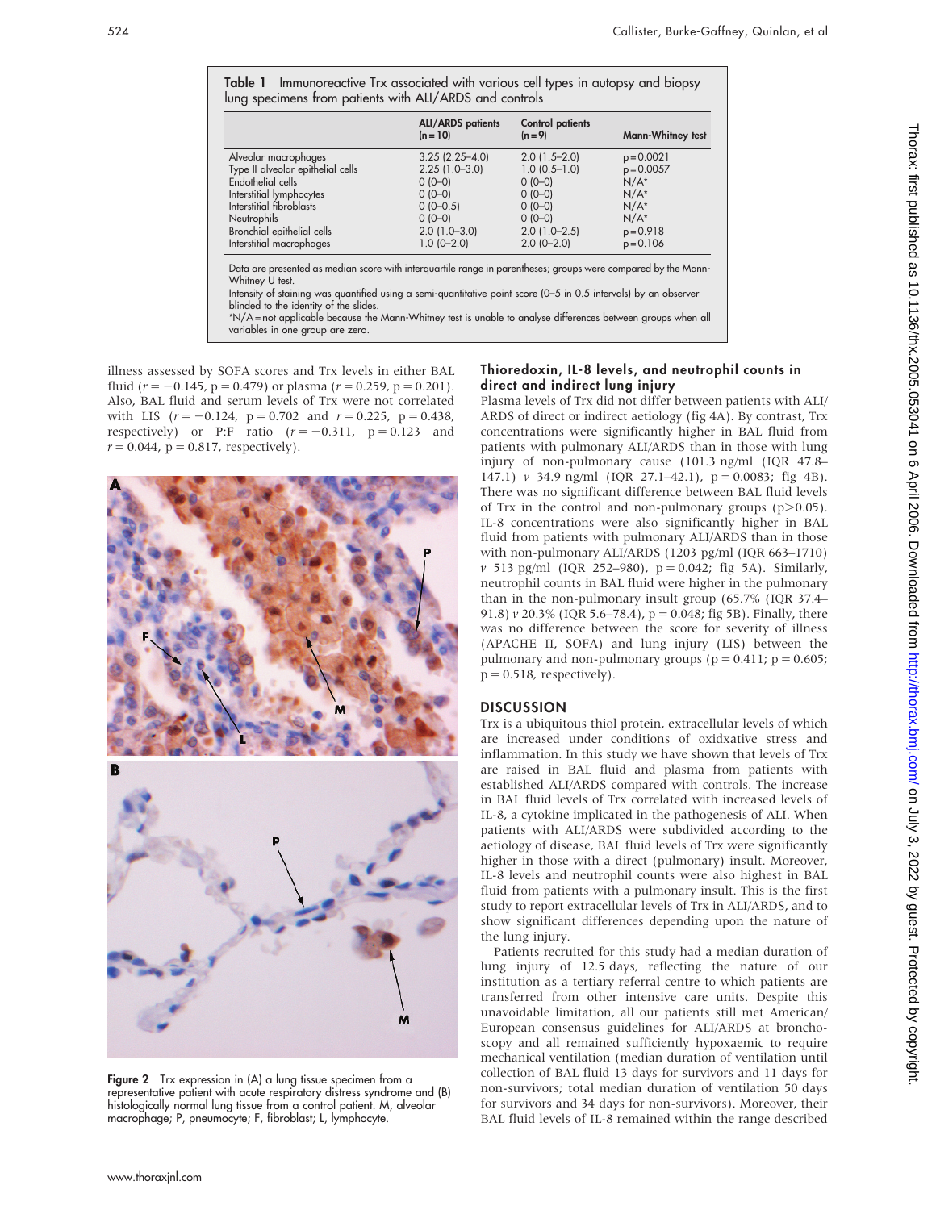Table 1 Immunoreactive Trx associated with various cell types in autopsy and biopsy lung specimens from patients with ALI/ARDS and controls

| | ALI/ARDS patients (n = 10) | Control patients (n = 9) | Mann-Whitney test |
|---|---|---|---|
| Alveolar macrophages | 3.25 (2.25–4.0) | 2.0 (1.5–2.0) | p = 0.0021 |
| Type II alveolar epithelial cells | 2.25 (1.0–3.0) | 1.0 (0.5–1.0) | p = 0.0057 |
| Endothelial cells | 0 (0–0) | 0 (0–0) | N/A* |
| Interstitial lymphocytes | 0 (0–0) | 0 (0–0) | N/A* |
| Interstitial fibroblasts | 0 (0–0.5) | 0 (0–0) | N/A* |
| Neutrophils | 0 (0–0) | 0 (0–0) | N/A* |
| Bronchial epithelial cells | 2.0 (1.0–3.0) | 2.0 (1.0–2.5) | p = 0.918 |
| Interstitial macrophages | 1.0 (0–2.0) | 2.0 (0–2.0) | p = 0.106 |

Data are presented as median score with interquartile range in parentheses; groups were compared by the Mann-Whitney U test.
Intensity of staining was quantified using a semi-quantitative point score (0–5 in 0.5 intervals) by an observer blinded to the identity of the slides.
*N/A = not applicable because the Mann-Whitney test is unable to analyse differences between groups when all variables in one group are zero.

illness assessed by SOFA scores and Trx levels in either BAL fluid ($r = -0.145$, $p = 0.479$) or plasma ($r = 0.259$, $p = 0.201$). Also, BAL fluid and serum levels of Trx were not correlated with LIS ($r = -0.124$, $p = 0.702$ and $r = 0.225$, $p = 0.438$, respectively) or P:F ratio ($r = -0.311$, $p = 0.123$ and $r = 0.044$, $p = 0.817$, respectively).

Figure 2 Trx expression in (A) a lung tissue specimen from a representative patient with acute respiratory distress syndrome and (B) histologically normal lung tissue from a control patient. M, alveolar macrophage; P, pneumocyte; F, fibroblast; L, lymphocyte.

### Thioredoxin, IL-8 levels, and neutrophil counts in direct and indirect lung injury

Plasma levels of Trx did not differ between patients with ALI/ARDS of direct or indirect aetiology (fig 4A). By contrast, Trx concentrations were significantly higher in BAL fluid from patients with pulmonary ALI/ARDS than in those with lung injury of non-pulmonary cause (101.3 ng/ml (IQR 47.8–147.1) *v* 34.9 ng/ml (IQR 27.1–42.1), $p = 0.0083$; fig 4B). There was no significant difference between BAL fluid levels of Trx in the control and non-pulmonary groups ($p > 0.05$). IL-8 concentrations were also significantly higher in BAL fluid from patients with pulmonary ALI/ARDS than in those with non-pulmonary ALI/ARDS (1203 pg/ml (IQR 663–1710) *v* 513 pg/ml (IQR 252–980), $p = 0.042$; fig 5A). Similarly, neutrophil counts in BAL fluid were higher in the pulmonary than in the non-pulmonary insult group (65.7% (IQR 37.4–91.8) *v* 20.3% (IQR 5.6–78.4), $p = 0.048$; fig 5B). Finally, there was no difference between the score for severity of illness (APACHE II, SOFA) and lung injury (LIS) between the pulmonary and non-pulmonary groups ($p = 0.411$; $p = 0.605$; $p = 0.518$, respectively).

## DISCUSSION

Trx is a ubiquitous thiol protein, extracellular levels of which are increased under conditions of oxidxative stress and inflammation. In this study we have shown that levels of Trx are raised in BAL fluid and plasma from patients with established ALI/ARDS compared with controls. The increase in BAL fluid levels of Trx correlated with increased levels of IL-8, a cytokine implicated in the pathogenesis of ALI. When patients with ALI/ARDS were subdivided according to the aetiology of disease, BAL fluid levels of Trx were significantly higher in those with a direct (pulmonary) insult. Moreover, IL-8 levels and neutrophil counts were also highest in BAL fluid from patients with a pulmonary insult. This is the first study to report extracellular levels of Trx in ALI/ARDS, and to show significant differences depending upon the nature of the lung injury.

Patients recruited for this study had a median duration of lung injury of 12.5 days, reflecting the nature of our institution as a tertiary referral centre to which patients are transferred from other intensive care units. Despite this unavoidable limitation, all our patients still met American/European consensus guidelines for ALI/ARDS at bronchoscopy and all remained sufficiently hypoxaemic to require mechanical ventilation (median duration of ventilation until collection of BAL fluid 13 days for survivors and 11 days for non-survivors; total median duration of ventilation 50 days for survivors and 34 days for non-survivors). Moreover, their BAL fluid levels of IL-8 remained within the range described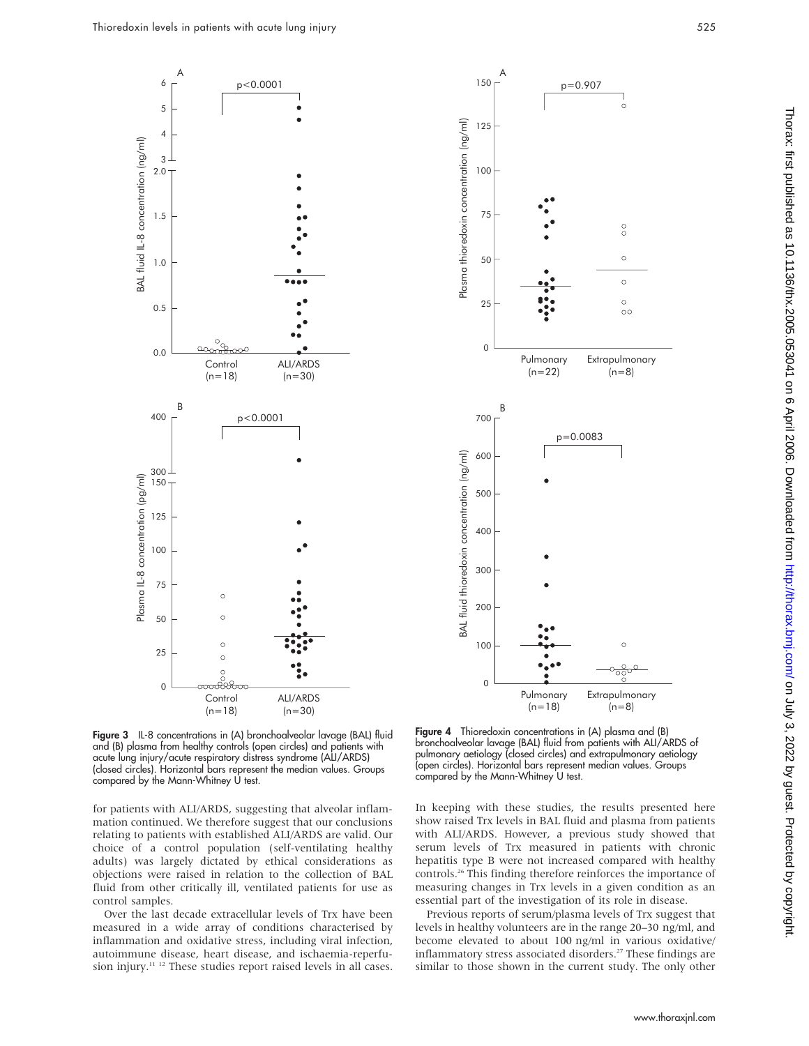Figure 3 IL-8 concentrations in (A) bronchoalveolar lavage (BAL) fluid and (B) plasma from healthy controls (open circles) and patients with acute lung injury/acute respiratory distress syndrome (ALI/ARDS) (closed circles). Horizontal bars represent the median values. Groups compared by the Mann-Whitney U test.

Figure 4 Thioredoxin concentrations in (A) plasma and (B) bronchoalveolar lavage (BAL) fluid from patients with ALI/ARDS of pulmonary aetiology (closed circles) and extrapulmonary aetiology (open circles). Horizontal bars represent median values. Groups compared by the Mann-Whitney U test.

for patients with ALI/ARDS, suggesting that alveolar inflammation continued. We therefore suggest that our conclusions relating to patients with established ALI/ARDS are valid. Our choice of a control population (self-ventilating healthy adults) was largely dictated by ethical considerations as objections were raised in relation to the collection of BAL fluid from other critically ill, ventilated patients for use as control samples.

Over the last decade extracellular levels of Trx have been measured in a wide array of conditions characterised by inflammation and oxidative stress, including viral infection, autoimmune disease, heart disease, and ischaemia-reperfusion injury.[11 12] These studies report raised levels in all cases. In keeping with these studies, the results presented here show raised Trx levels in BAL fluid and plasma from patients with ALI/ARDS. However, a previous study showed that serum levels of Trx measured in patients with chronic hepatitis type B were not increased compared with healthy controls.[26] This finding therefore reinforces the importance of measuring changes in Trx levels in a given condition as an essential part of the investigation of its role in disease.

Previous reports of serum/plasma levels of Trx suggest that levels in healthy volunteers are in the range 20–30 ng/ml, and become elevated to about 100 ng/ml in various oxidative/inflammatory stress associated disorders.[27] These findings are similar to those shown in the current study. The only other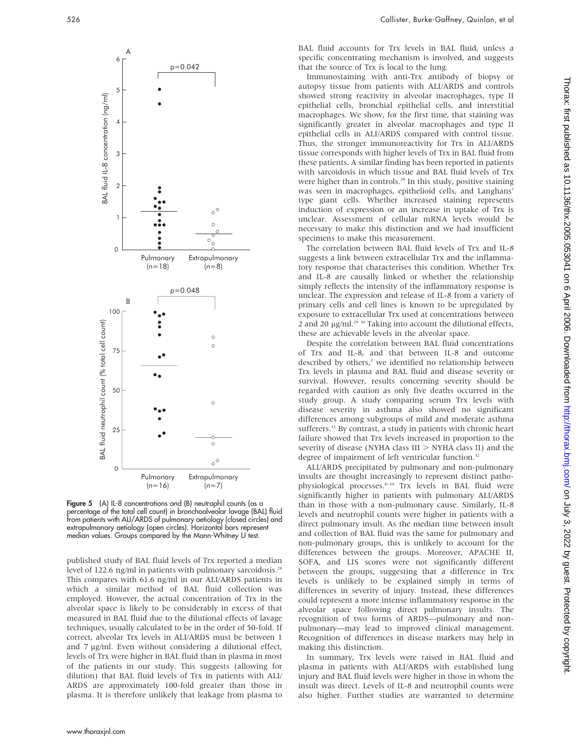Figure 5 (A) IL-8 concentrations and (B) neutrophil counts (as a percentage of the total cell count) in bronchoalveolar lavage (BAL) fluid from patients with ALI/ARDS of pulmonary aetiology (closed circles) and extrapulmonary aetiology (open circles). Horizontal bars represent median values. Groups compared by the Mann-Whitney U test.

published study of BAL fluid levels of Trx reported a median level of 122.6 ng/ml in patients with pulmonary sarcoidosis.[28] This compares with 61.6 ng/ml in our ALI/ARDS patients in which a similar method of BAL fluid collection was employed. However, the actual concentration of Trx in the alveolar space is likely to be considerably in excess of that measured in BAL fluid due to the dilutional effects of lavage techniques, usually calculated to be in the order of 50-fold. If correct, alveolar Trx levels in ALI/ARDS must be between 1 and 7 μg/ml. Even without considering a dilutional effect, levels of Trx were higher in BAL fluid than in plasma in most of the patients in our study. This suggests (allowing for dilution) that BAL fluid levels of Trx in patients with ALI/ARDS are approximately 100-fold greater than those in plasma. It is therefore unlikely that leakage from plasma to BAL fluid accounts for Trx levels in BAL fluid, unless a specific concentrating mechanism is involved, and suggests that the source of Trx is local to the lung.

Immunostaining with anti-Trx antibody of biopsy or autopsy tissue from patients with ALI/ARDS and controls showed strong reactivity in alveolar macrophages, type II epithelial cells, bronchial epithelial cells, and interstitial macrophages. We show, for the first time, that staining was significantly greater in alveolar macrophages and type II epithelial cells in ALI/ARDS compared with control tissue. Thus, the stronger immunoreactivity for Trx in ALI/ARDS tissue corresponds with higher levels of Trx in BAL fluid from these patients. A similar finding has been reported in patients with sarcoidosis in which tissue and BAL fluid levels of Trx were higher than in controls.[28] In this study, positive staining was seen in macrophages, epithelioid cells, and Langhans' type giant cells. Whether increased staining represents induction of expression or an increase in uptake of Trx is unclear. Assessment of cellular mRNA levels would be necessary to make this distinction and we had insufficient specimens to make this measurement.

The correlation between BAL fluid levels of Trx and IL-8 suggests a link between extracellular Trx and the inflammatory response that characterises this condition. Whether Trx and IL-8 are causally linked or whether the relationship simply reflects the intensity of the inflammatory response is unclear. The expression and release of IL-8 from a variety of primary cells and cell lines is known to be upregulated by exposure to extracellular Trx used at concentrations between 2 and 20 μg/ml.[29 30] Taking into account the dilutional effects, these are achievable levels in the alveolar space.

Despite the correlation between BAL fluid concentrations of Trx and IL-8, and that between IL-8 and outcome described by others,[2] we identified no relationship between Trx levels in plasma and BAL fluid and disease severity or survival. However, results concerning severity should be regarded with caution as only five deaths occurred in the study group. A study comparing serum Trx levels with disease severity in asthma also showed no significant differences among subgroups of mild and moderate asthma sufferers.[31] By contrast, a study in patients with chronic heart failure showed that Trx levels increased in proportion to the severity of disease (NYHA class III > NYHA class II) and the degree of impairment of left ventricular function.[32]

ALI/ARDS precipitated by pulmonary and non-pulmonary insults are thought increasingly to represent distinct pathophysiological processes.[8–10] Trx levels in BAL fluid were significantly higher in patients with pulmonary ALI/ARDS than in those with a non-pulmonary cause. Similarly, IL-8 levels and neutrophil counts were higher in patients with a direct pulmonary insult. As the median time between insult and collection of BAL fluid was the same for pulmonary and non-pulmonary groups, this is unlikely to account for the differences between the groups. Moreover, APACHE II, SOFA, and LIS scores were not significantly different between the groups, suggesting that a difference in Trx levels is unlikely to be explained simply in terms of differences in severity of injury. Instead, these differences could represent a more intense inflammatory response in the alveolar space following direct pulmonary insults. The recognition of two forms of ARDS—pulmonary and non-pulmonary—may lead to improved clinical management. Recognition of differences in disease markers may help in making this distinction.

In summary, Trx levels were raised in BAL fluid and plasma in patients with ALI/ARDS with established lung injury and BAL fluid levels were higher in those in whom the insult was direct. Levels of IL-8 and neutrophil counts were also higher. Further studies are warranted to determine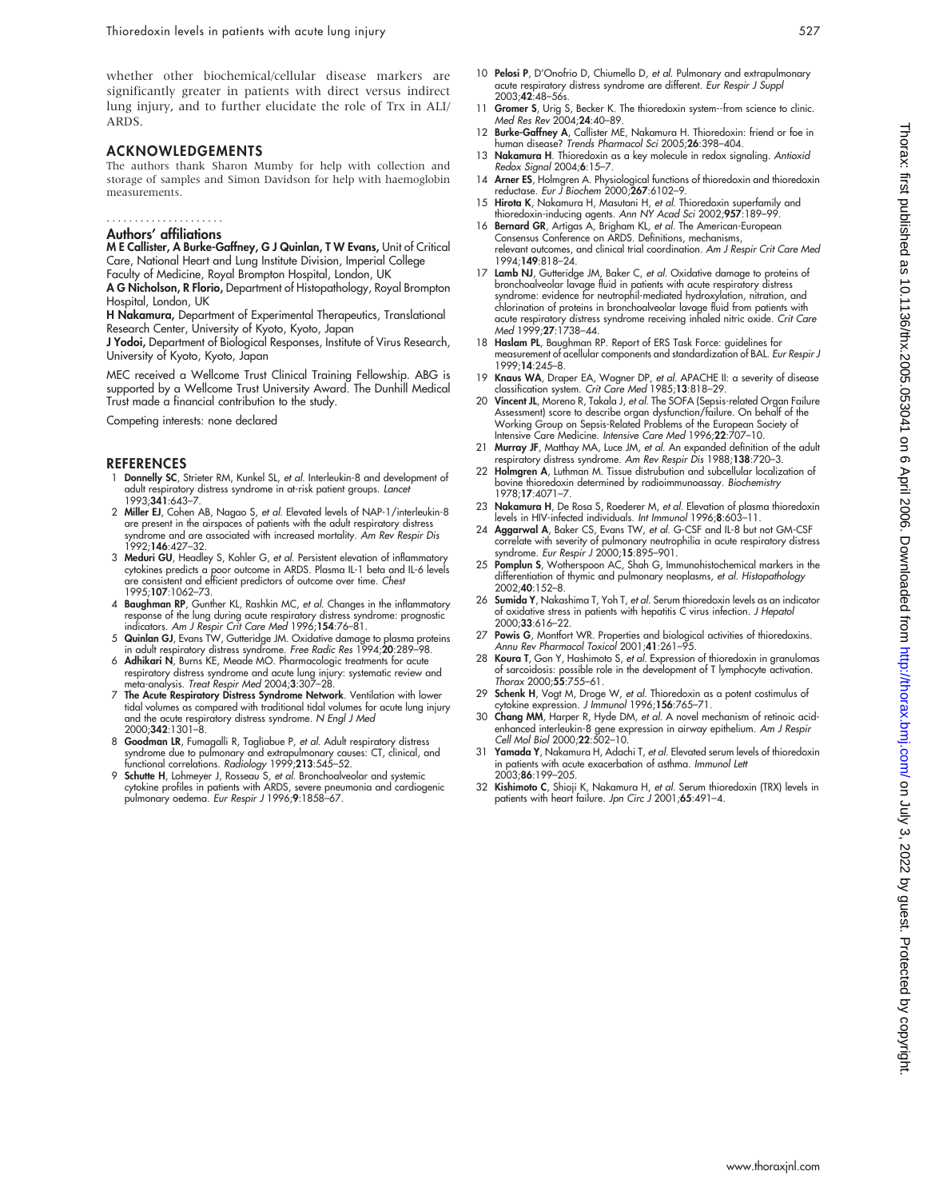whether other biochemical/cellular disease markers are significantly greater in patients with direct versus indirect lung injury, and to further elucidate the role of Trx in ALI/ARDS.

## ACKNOWLEDGEMENTS

The authors thank Sharon Mumby for help with collection and storage of samples and Simon Davidson for help with haemoglobin measurements.

### Authors' affiliations

**M E Callister, A Burke-Gaffney, G J Quinlan, T W Evans,** Unit of Critical Care, National Heart and Lung Institute Division, Imperial College Faculty of Medicine, Royal Brompton Hospital, London, UK

**A G Nicholson, R Florio,** Department of Histopathology, Royal Brompton Hospital, London, UK

**H Nakamura,** Department of Experimental Therapeutics, Translational Research Center, University of Kyoto, Kyoto, Japan

**J Yodoi,** Department of Biological Responses, Institute of Virus Research, University of Kyoto, Kyoto, Japan

MEC received a Wellcome Trust Clinical Training Fellowship. ABG is supported by a Wellcome Trust University Award. The Dunhill Medical Trust made a financial contribution to the study.

Competing interests: none declared

## REFERENCES

1. **Donnelly SC**, Strieter RM, Kunkel SL, *et al*. Interleukin-8 and development of adult respiratory distress syndrome in at-risk patient groups. *Lancet* 1993;**341**:643–7.
2. **Miller EJ**, Cohen AB, Nagao S, *et al*. Elevated levels of NAP-1/interleukin-8 are present in the airspaces of patients with the adult respiratory distress syndrome and are associated with increased mortality. *Am Rev Respir Dis* 1992;**146**:427–32.
3. **Meduri GU**, Headley S, Kohler G, *et al*. Persistent elevation of inflammatory cytokines predicts a poor outcome in ARDS. Plasma IL-1 beta and IL-6 levels are consistent and efficient predictors of outcome over time. *Chest* 1995;**107**:1062–73.
4. **Baughman RP**, Gunther KL, Rashkin MC, *et al*. Changes in the inflammatory response of the lung during acute respiratory distress syndrome: prognostic indicators. *Am J Respir Crit Care Med* 1996;**154**:76–81.
5. **Quinlan GJ**, Evans TW, Gutteridge JM. Oxidative damage to plasma proteins in adult respiratory distress syndrome. *Free Radic Res* 1994;**20**:289–98.
6. **Adhikari N**, Burns KE, Meade MO. Pharmacologic treatments for acute respiratory distress syndrome and acute lung injury: systematic review and meta-analysis. *Treat Respir Med* 2004;**3**:307–28.
7. **The Acute Respiratory Distress Syndrome Network**. Ventilation with lower tidal volumes as compared with traditional tidal volumes for acute lung injury and the acute respiratory distress syndrome. *N Engl J Med* 2000;**342**:1301–8.
8. **Goodman LR**, Fumagalli R, Tagliabue P, *et al*. Adult respiratory distress syndrome due to pulmonary and extrapulmonary causes: CT, clinical, and functional correlations. *Radiology* 1999;**213**:545–52.
9. **Schutte H**, Lohmeyer J, Rosseau S, *et al*. Bronchoalveolar and systemic cytokine profiles in patients with ARDS, severe pneumonia and cardiogenic pulmonary oedema. *Eur Respir J* 1996;**9**:1858–67.
10. **Pelosi P**, D'Onofrio D, Chiumello D, *et al*. Pulmonary and extrapulmonary acute respiratory distress syndrome are different. *Eur Respir J Suppl* 2003;**42**:48–56s.
11. **Gromer S**, Urig S, Becker K. The thioredoxin system--from science to clinic. *Med Res Rev* 2004;**24**:40–89.
12. **Burke-Gaffney A**, Callister ME, Nakamura H. Thioredoxin: friend or foe in human disease? *Trends Pharmacol Sci* 2005;**26**:398–404.
13. **Nakamura H**. Thioredoxin as a key molecule in redox signaling. *Antioxid Redox Signal* 2004;**6**:15–7.
14. **Arner ES**, Holmgren A. Physiological functions of thioredoxin and thioredoxin reductase. *Eur J Biochem* 2000;**267**:6102–9.
15. **Hirota K**, Nakamura H, Masutani H, *et al*. Thioredoxin superfamily and thioredoxin-inducing agents. *Ann NY Acad Sci* 2002;**957**:189–99.
16. **Bernard GR**, Artigas A, Brigham KL, *et al*. The American-European Consensus Conference on ARDS. Definitions, mechanisms, relevant outcomes, and clinical trial coordination. *Am J Respir Crit Care Med* 1994;**149**:818–24.
17. **Lamb NJ**, Gutteridge JM, Baker C, *et al*. Oxidative damage to proteins of bronchoalveolar lavage fluid in patients with acute respiratory distress syndrome: evidence for neutrophil-mediated hydroxylation, nitration, and chlorination of proteins in bronchoalveolar lavage fluid from patients with acute respiratory distress syndrome receiving inhaled nitric oxide. *Crit Care Med* 1999;**27**:1738–44.
18. **Haslam PL**, Baughman RP. Report of ERS Task Force: guidelines for measurement of acellular components and standardization of BAL. *Eur Respir J* 1999;**14**:245–8.
19. **Knaus WA**, Draper EA, Wagner DP, *et al*. APACHE II: a severity of disease classification system. *Crit Care Med* 1985;**13**:818–29.
20. **Vincent JL**, Moreno R, Takala J, *et al*. The SOFA (Sepsis-related Organ Failure Assessment) score to describe organ dysfunction/failure. On behalf of the Working Group on Sepsis-Related Problems of the European Society of Intensive Care Medicine. *Intensive Care Med* 1996;**22**:707–10.
21. **Murray JF**, Matthay MA, Luce JM, *et al*. An expanded definition of the adult respiratory distress syndrome. *Am Rev Respir Dis* 1988;**138**:720–3.
22. **Holmgren A**, Luthman M. Tissue distrubution and subcellular localization of bovine thioredoxin determined by radioimmunoassay. *Biochemistry* 1978;**17**:4071–7.
23. **Nakamura H**, De Rosa S, Roederer M, *et al*. Elevation of plasma thioredoxin levels in HIV-infected individuals. *Int Immunol* 1996;**8**:603–11.
24. **Aggarwal A**, Baker CS, Evans TW, *et al*. G-CSF and IL-8 but not GM-CSF correlate with severity of pulmonary neutrophilia in acute respiratory distress syndrome. *Eur Respir J* 2000;**15**:895–901.
25. **Pomplun S**, Wotherspoon AC, Shah G, Immunohistochemical markers in the differentiation of thymic and pulmonary neoplasms, *et al*. *Histopathology* 2002;**40**:152–8.
26. **Sumida Y**, Nakashima T, Yoh T, *et al*. Serum thioredoxin levels as an indicator of oxidative stress in patients with hepatitis C virus infection. *J Hepatol* 2000;**33**:616–22.
27. **Powis G**, Montfort WR. Properties and biological activities of thioredoxins. *Annu Rev Pharmacol Toxicol* 2001;**41**:261–95.
28. **Koura T**, Gon Y, Hashimoto S, *et al*. Expression of thioredoxin in granulomas of sarcoidosis: possible role in the development of T lymphocyte activation. *Thorax* 2000;**55**:755–61.
29. **Schenk H**, Vogt M, Droge W, *et al*. Thioredoxin as a potent costimulus of cytokine expression. *J Immunol* 1996;**156**:765–71.
30. **Chang MM**, Harper R, Hyde DM, *et al*. A novel mechanism of retinoic acid-enhanced interleukin-8 gene expression in airway epithelium. *Am J Respir Cell Mol Biol* 2000;**22**:502–10.
31. **Yamada Y**, Nakamura H, Adachi T, *et al*. Elevated serum levels of thioredoxin in patients with acute exacerbation of asthma. *Immunol Lett* 2003;**86**:199–205.
32. **Kishimoto C**, Shioji K, Nakamura H, *et al*. Serum thioredoxin (TRX) levels in patients with heart failure. *Jpn Circ J* 2001;**65**:491–4.